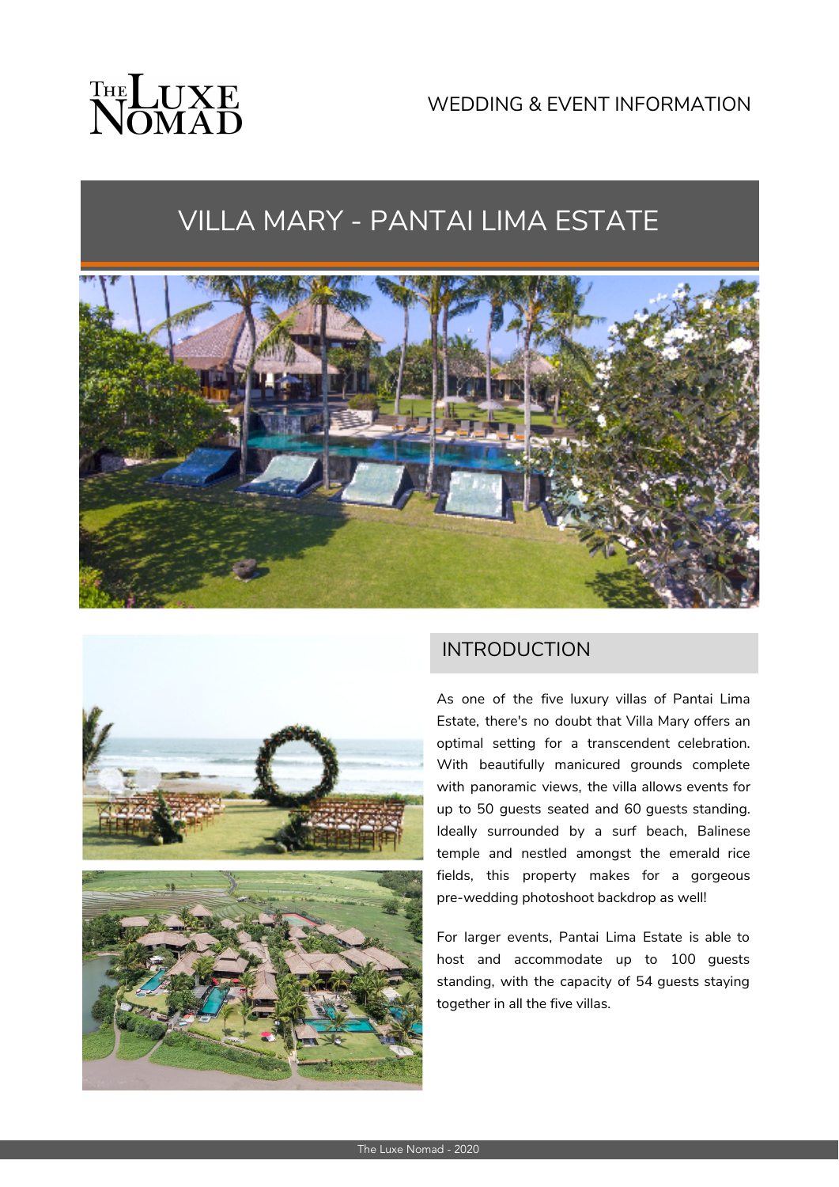WEDDING & EVENT INFORMATION

# VILLA MARY - PANTAI LIMA ESTATE

## INTRODUCTION

As one of the five luxury villas of Pantai Lima Estate, there's no doubt that Villa Mary offers an optimal setting for a transcendent celebration. With beautifully manicured grounds complete with panoramic views, the villa allows events for up to 50 guests seated and 60 guests standing. Ideally surrounded by a surf beach, Balinese temple and nestled amongst the emerald rice fields, this property makes for a gorgeous pre-wedding photoshoot backdrop as well!

For larger events, Pantai Lima Estate is able to host and accommodate up to 100 guests standing, with the capacity of 54 guests staying together in all the five villas.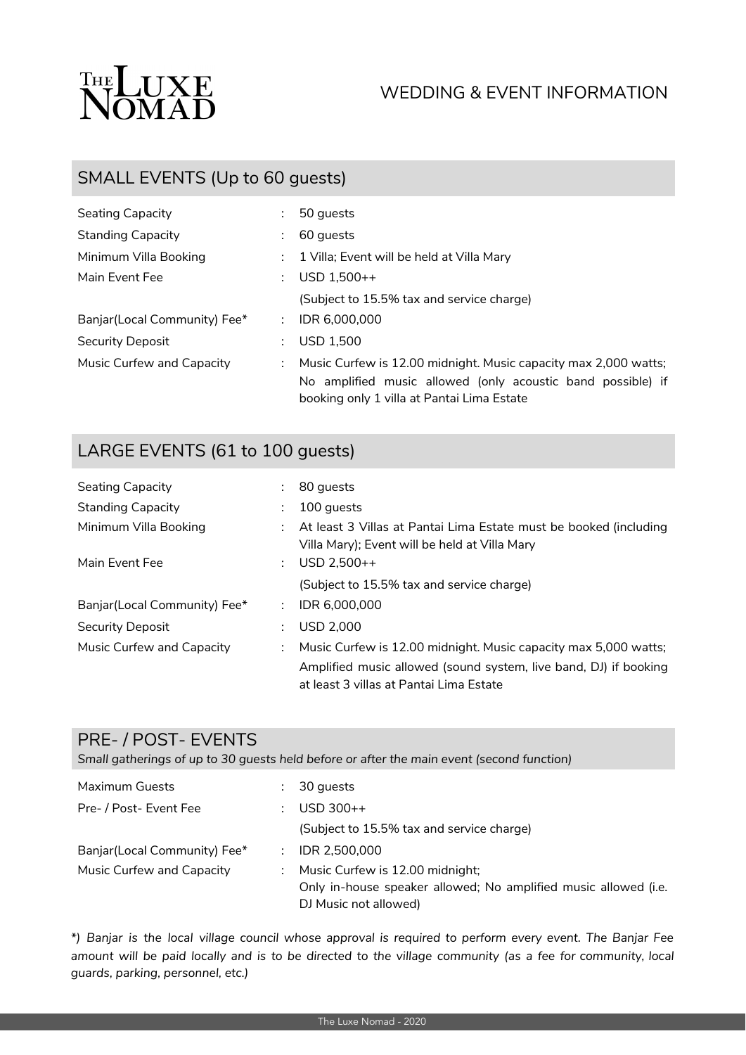# THE LUXE NOMAD

WEDDING & EVENT INFORMATION

## SMALL EVENTS (Up to 60 guests)

| | | |
|---|---|---|
| Seating Capacity | : | 50 guests |
| Standing Capacity | : | 60 guests |
| Minimum Villa Booking | : | 1 Villa; Event will be held at Villa Mary |
| Main Event Fee | : | USD 1,500++ (Subject to 15.5% tax and service charge) |
| Banjar(Local Community) Fee* | : | IDR 6,000,000 |
| Security Deposit | : | USD 1,500 |
| Music Curfew and Capacity | : | Music Curfew is 12.00 midnight. Music capacity max 2,000 watts; No amplified music allowed (only acoustic band possible) if booking only 1 villa at Pantai Lima Estate |

## LARGE EVENTS (61 to 100 guests)

| | | |
|---|---|---|
| Seating Capacity | : | 80 guests |
| Standing Capacity | : | 100 guests |
| Minimum Villa Booking | : | At least 3 Villas at Pantai Lima Estate must be booked (including Villa Mary); Event will be held at Villa Mary |
| Main Event Fee | : | USD 2,500++ (Subject to 15.5% tax and service charge) |
| Banjar(Local Community) Fee* | : | IDR 6,000,000 |
| Security Deposit | : | USD 2,000 |
| Music Curfew and Capacity | : | Music Curfew is 12.00 midnight. Music capacity max 5,000 watts; Amplified music allowed (sound system, live band, DJ) if booking at least 3 villas at Pantai Lima Estate |

## PRE- / POST- EVENTS

*Small gatherings of up to 30 guests held before or after the main event (second function)*

| | | |
|---|---|---|
| Maximum Guests | : | 30 guests |
| Pre- / Post- Event Fee | : | USD 300++ (Subject to 15.5% tax and service charge) |
| Banjar(Local Community) Fee* | : | IDR 2,500,000 |
| Music Curfew and Capacity | : | Music Curfew is 12.00 midnight; Only in-house speaker allowed; No amplified music allowed (i.e. DJ Music not allowed) |

*\*) Banjar is the local village council whose approval is required to perform every event. The Banjar Fee amount will be paid locally and is to be directed to the village community (as a fee for community, local guards, parking, personnel, etc.)*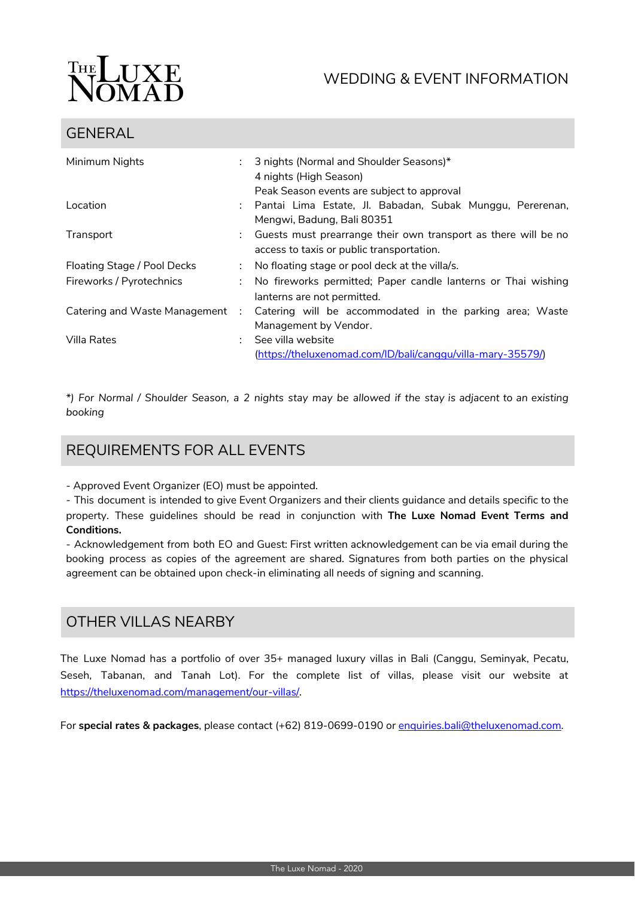THE LUXE NOMAD

# WEDDING & EVENT INFORMATION

## GENERAL

| | | |
|---|---|---|
| Minimum Nights | : | 3 nights (Normal and Shoulder Seasons)*<br>4 nights (High Season)<br>Peak Season events are subject to approval |
| Location | : | Pantai Lima Estate, Jl. Babadan, Subak Munggu, Pererenan, Mengwi, Badung, Bali 80351 |
| Transport | : | Guests must prearrange their own transport as there will be no access to taxis or public transportation. |
| Floating Stage / Pool Decks | : | No floating stage or pool deck at the villa/s. |
| Fireworks / Pyrotechnics | : | No fireworks permitted; Paper candle lanterns or Thai wishing lanterns are not permitted. |
| Catering and Waste Management | : | Catering will be accommodated in the parking area; Waste Management by Vendor. |
| Villa Rates | : | See villa website (https://theluxenomad.com/ID/bali/canggu/villa-mary-35579/) |

*\*) For Normal / Shoulder Season, a 2 nights stay may be allowed if the stay is adjacent to an existing booking*

## REQUIREMENTS FOR ALL EVENTS

- Approved Event Organizer (EO) must be appointed.
- This document is intended to give Event Organizers and their clients guidance and details specific to the property. These guidelines should be read in conjunction with **The Luxe Nomad Event Terms and Conditions.**
- Acknowledgement from both EO and Guest: First written acknowledgement can be via email during the booking process as copies of the agreement are shared. Signatures from both parties on the physical agreement can be obtained upon check-in eliminating all needs of signing and scanning.

## OTHER VILLAS NEARBY

The Luxe Nomad has a portfolio of over 35+ managed luxury villas in Bali (Canggu, Seminyak, Pecatu, Seseh, Tabanan, and Tanah Lot). For the complete list of villas, please visit our website at https://theluxenomad.com/management/our-villas/.

For **special rates & packages**, please contact (+62) 819-0699-0190 or enquiries.bali@theluxenomad.com.